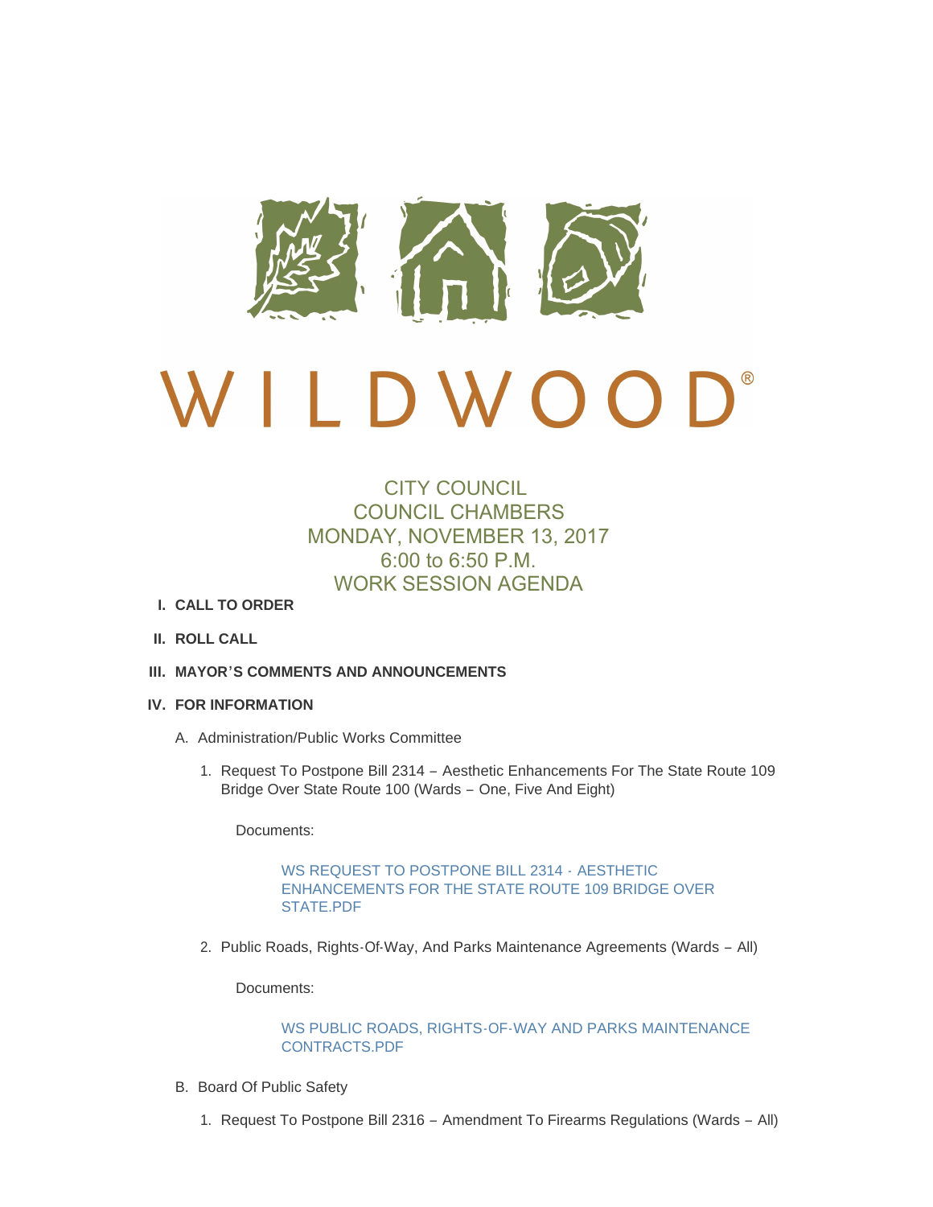# WILDWOOD®

CITY COUNCIL
COUNCIL CHAMBERS
MONDAY, NOVEMBER 13, 2017
6:00 to 6:50 P.M.
WORK SESSION AGENDA

I. **CALL TO ORDER**

II. **ROLL CALL**

III. **MAYOR'S COMMENTS AND ANNOUNCEMENTS**

IV. **FOR INFORMATION**

A. Administration/Public Works Committee

1. Request To Postpone Bill 2314 – Aesthetic Enhancements For The State Route 109 Bridge Over State Route 100 (Wards – One, Five And Eight)

   Documents:

   WS REQUEST TO POSTPONE BILL 2314 - AESTHETIC ENHANCEMENTS FOR THE STATE ROUTE 109 BRIDGE OVER STATE.PDF

2. Public Roads, Rights-Of-Way, And Parks Maintenance Agreements (Wards – All)

   Documents:

   WS PUBLIC ROADS, RIGHTS-OF-WAY AND PARKS MAINTENANCE CONTRACTS.PDF

B. Board Of Public Safety

1. Request To Postpone Bill 2316 – Amendment To Firearms Regulations (Wards – All)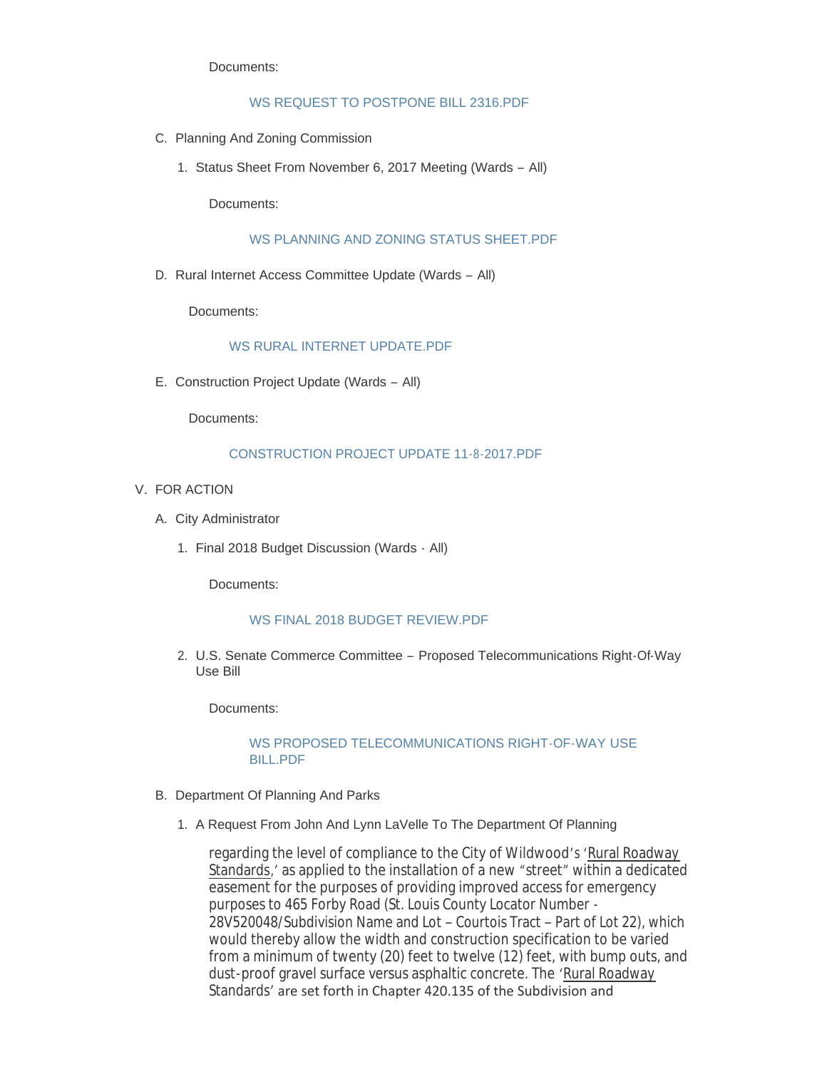Documents:

WS REQUEST TO POSTPONE BILL 2316.PDF

C. Planning And Zoning Commission

   1. Status Sheet From November 6, 2017 Meeting (Wards – All)

      Documents:

      WS PLANNING AND ZONING STATUS SHEET.PDF

D. Rural Internet Access Committee Update (Wards – All)

   Documents:

   WS RURAL INTERNET UPDATE.PDF

E. Construction Project Update (Wards – All)

   Documents:

   CONSTRUCTION PROJECT UPDATE 11-8-2017.PDF

V. FOR ACTION

A. City Administrator

   1. Final 2018 Budget Discussion (Wards - All)

      Documents:

      WS FINAL 2018 BUDGET REVIEW.PDF

   2. U.S. Senate Commerce Committee – Proposed Telecommunications Right-Of-Way Use Bill

      Documents:

      WS PROPOSED TELECOMMUNICATIONS RIGHT-OF-WAY USE BILL.PDF

B. Department Of Planning And Parks

   1. A Request From John And Lynn LaVelle To The Department Of Planning

      regarding the level of compliance to the City of Wildwood's 'Rural Roadway Standards,' as applied to the installation of a new "street" within a dedicated easement for the purposes of providing improved access for emergency purposes to 465 Forby Road (St. Louis County Locator Number - 28V520048/Subdivision Name and Lot – Courtois Tract – Part of Lot 22), which would thereby allow the width and construction specification to be varied from a minimum of twenty (20) feet to twelve (12) feet, with bump outs, and dust-proof gravel surface versus asphaltic concrete. The 'Rural Roadway Standards' are set forth in Chapter 420.135 of the Subdivision and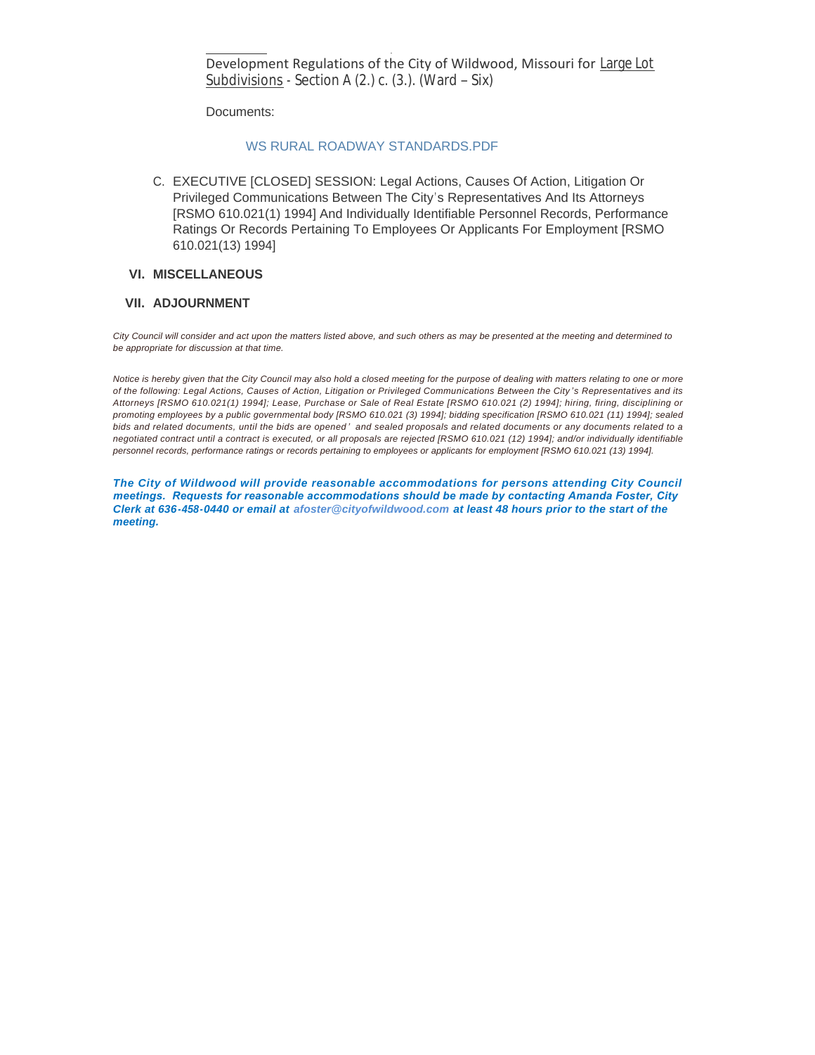Development Regulations of the City of Wildwood, Missouri for Large Lot Subdivisions - Section A (2.) c. (3.). (Ward – Six)

Documents:

WS RURAL ROADWAY STANDARDS.PDF

C. EXECUTIVE [CLOSED] SESSION: Legal Actions, Causes Of Action, Litigation Or Privileged Communications Between The City's Representatives And Its Attorneys [RSMO 610.021(1) 1994] And Individually Identifiable Personnel Records, Performance Ratings Or Records Pertaining To Employees Or Applicants For Employment [RSMO 610.021(13) 1994]

## VI. MISCELLANEOUS

## VII. ADJOURNMENT

*City Council will consider and act upon the matters listed above, and such others as may be presented at the meeting and determined to be appropriate for discussion at that time.*

*Notice is hereby given that the City Council may also hold a closed meeting for the purpose of dealing with matters relating to one or more of the following: Legal Actions, Causes of Action, Litigation or Privileged Communications Between the City's Representatives and its Attorneys [RSMO 610.021(1) 1994]; Lease, Purchase or Sale of Real Estate [RSMO 610.021 (2) 1994]; hiring, firing, disciplining or promoting employees by a public governmental body [RSMO 610.021 (3) 1994]; bidding specification [RSMO 610.021 (11) 1994]; sealed bids and related documents, until the bids are opened' and sealed proposals and related documents or any documents related to a negotiated contract until a contract is executed, or all proposals are rejected [RSMO 610.021 (12) 1994]; and/or individually identifiable personnel records, performance ratings or records pertaining to employees or applicants for employment [RSMO 610.021 (13) 1994].*

***The City of Wildwood will provide reasonable accommodations for persons attending City Council meetings. Requests for reasonable accommodations should be made by contacting Amanda Foster, City Clerk at 636-458-0440 or email at afoster@cityofwildwood.com at least 48 hours prior to the start of the meeting.***